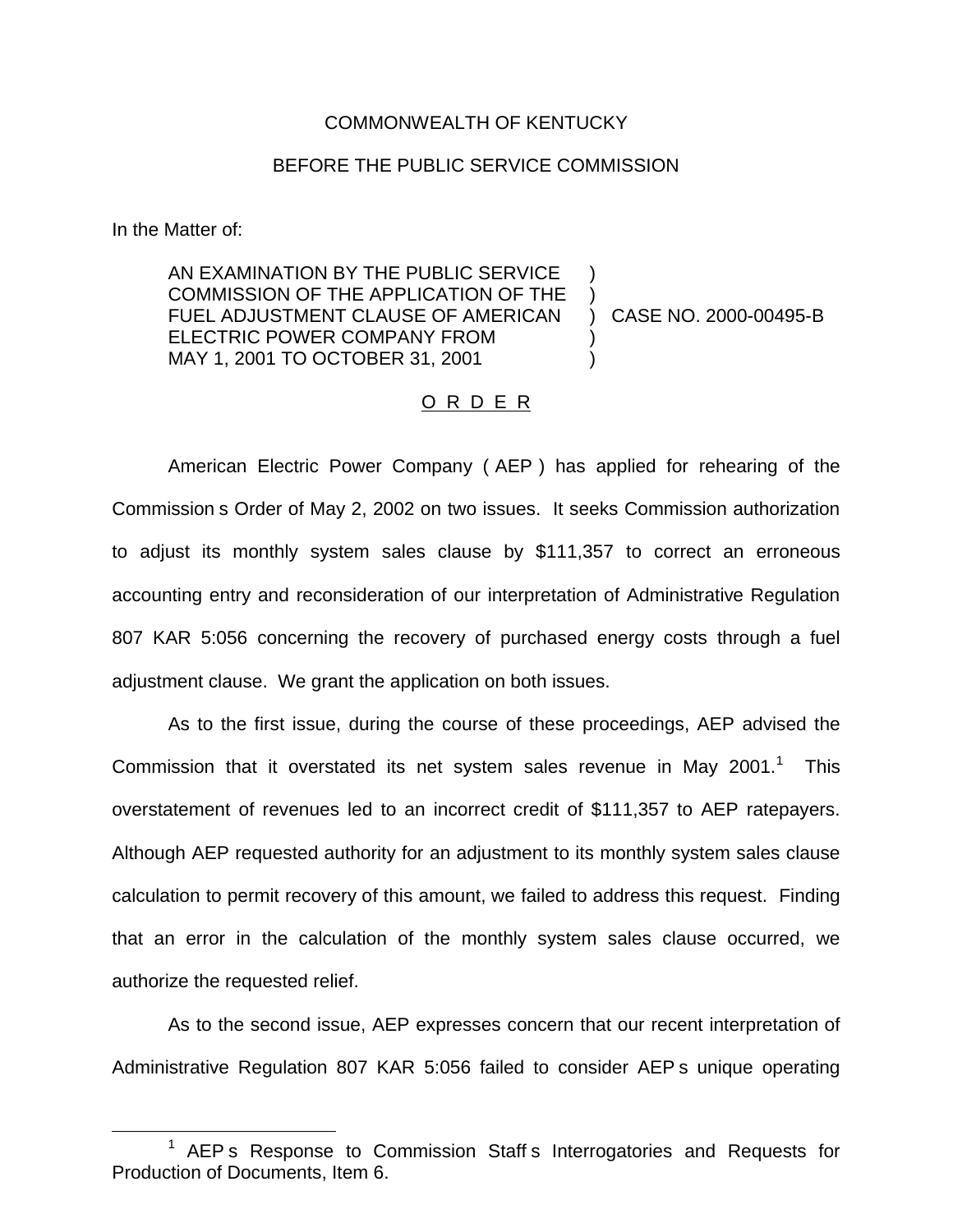COMMONWEALTH OF KENTUCKY

BEFORE THE PUBLIC SERVICE COMMISSION

In the Matter of:

| | | |
|---|---|---|
| AN EXAMINATION BY THE PUBLIC SERVICE COMMISSION OF THE APPLICATION OF THE FUEL ADJUSTMENT CLAUSE OF AMERICAN ELECTRIC POWER COMPANY FROM MAY 1, 2001 TO OCTOBER 31, 2001 | ) | CASE NO. 2000-00495-B |

O R D E R

American Electric Power Company ( AEP ) has applied for rehearing of the Commission s Order of May 2, 2002 on two issues. It seeks Commission authorization to adjust its monthly system sales clause by $111,357 to correct an erroneous accounting entry and reconsideration of our interpretation of Administrative Regulation 807 KAR 5:056 concerning the recovery of purchased energy costs through a fuel adjustment clause. We grant the application on both issues.

As to the first issue, during the course of these proceedings, AEP advised the Commission that it overstated its net system sales revenue in May 2001.[1] This overstatement of revenues led to an incorrect credit of $111,357 to AEP ratepayers. Although AEP requested authority for an adjustment to its monthly system sales clause calculation to permit recovery of this amount, we failed to address this request. Finding that an error in the calculation of the monthly system sales clause occurred, we authorize the requested relief.

As to the second issue, AEP expresses concern that our recent interpretation of Administrative Regulation 807 KAR 5:056 failed to consider AEP s unique operating

[1] AEP s Response to Commission Staff s Interrogatories and Requests for Production of Documents, Item 6.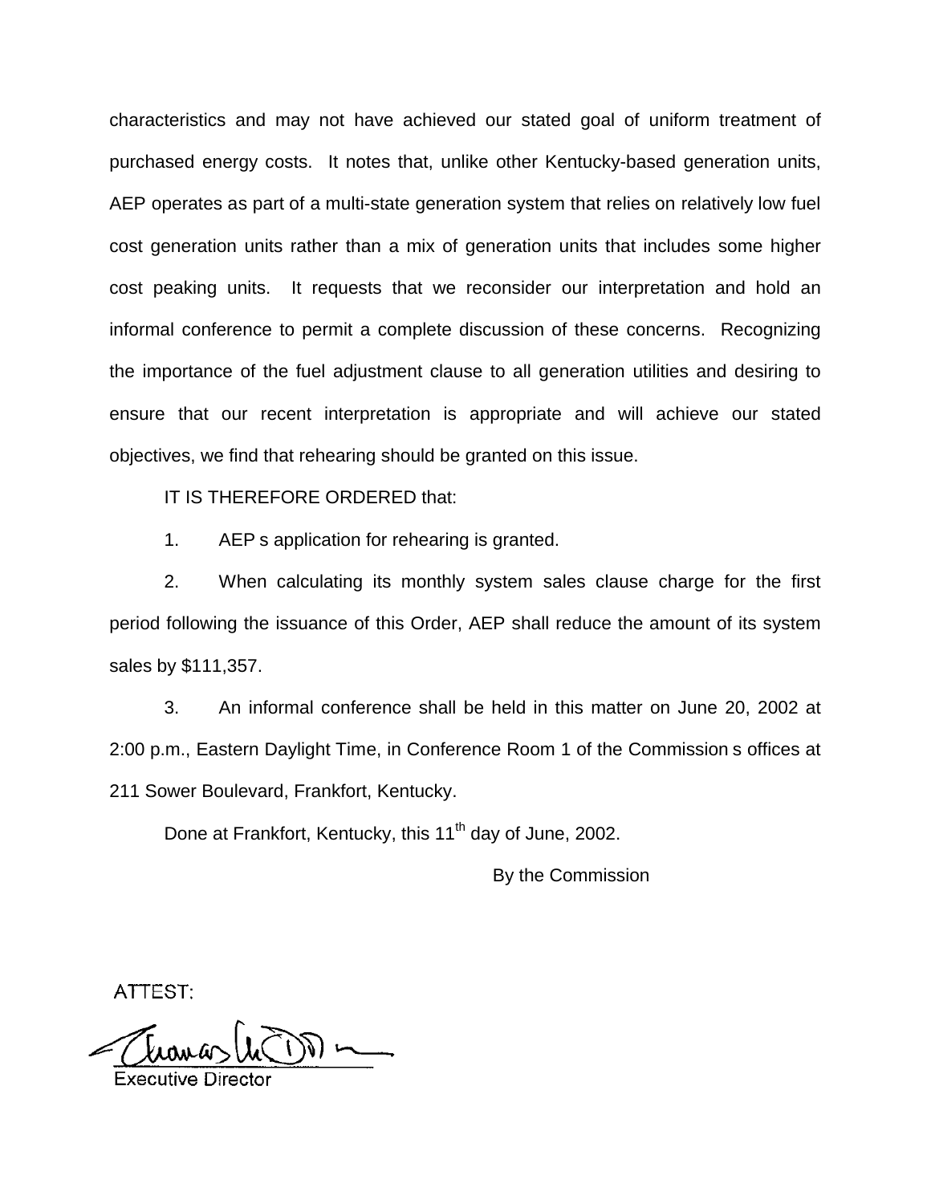characteristics and may not have achieved our stated goal of uniform treatment of purchased energy costs. It notes that, unlike other Kentucky-based generation units, AEP operates as part of a multi-state generation system that relies on relatively low fuel cost generation units rather than a mix of generation units that includes some higher cost peaking units. It requests that we reconsider our interpretation and hold an informal conference to permit a complete discussion of these concerns. Recognizing the importance of the fuel adjustment clause to all generation utilities and desiring to ensure that our recent interpretation is appropriate and will achieve our stated objectives, we find that rehearing should be granted on this issue.

IT IS THEREFORE ORDERED that:

1. AEP s application for rehearing is granted.

2. When calculating its monthly system sales clause charge for the first period following the issuance of this Order, AEP shall reduce the amount of its system sales by $111,357.

3. An informal conference shall be held in this matter on June 20, 2002 at 2:00 p.m., Eastern Daylight Time, in Conference Room 1 of the Commission s offices at 211 Sower Boulevard, Frankfort, Kentucky.

Done at Frankfort, Kentucky, this 11th day of June, 2002.

By the Commission

ATTEST:

Executive Director